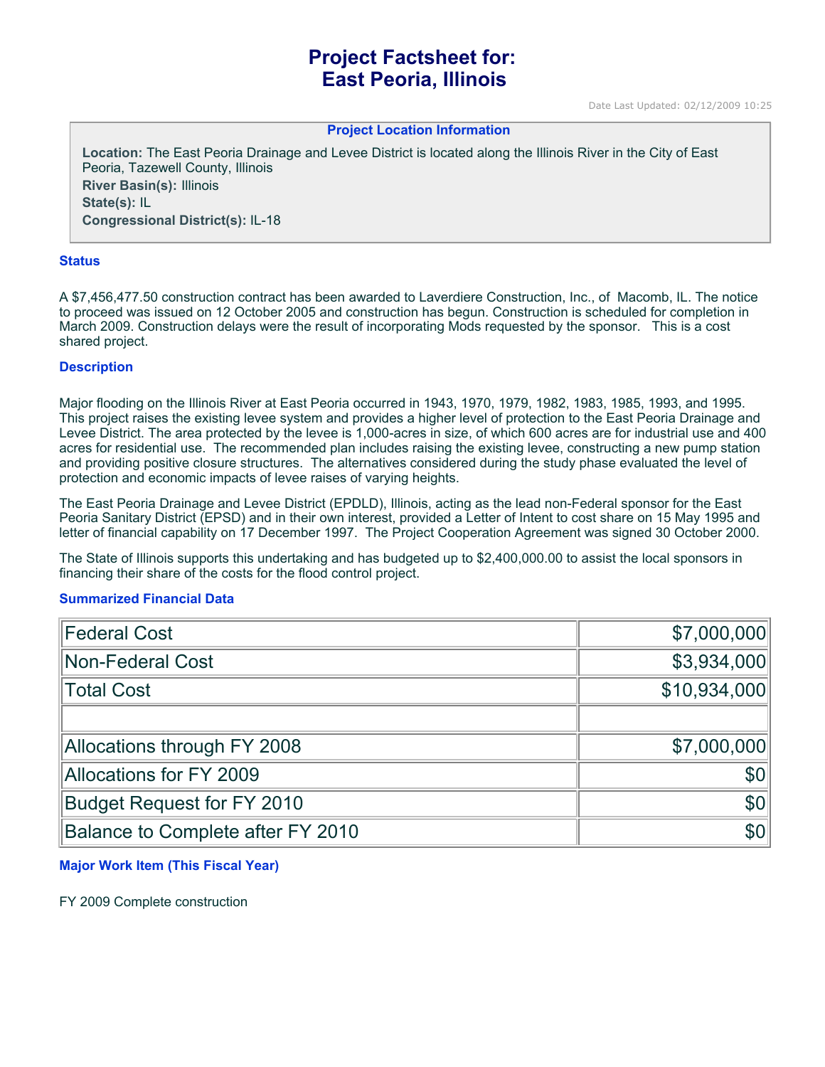# Project Factsheet for: East Peoria, Illinois

Date Last Updated: 02/12/2009 10:25

### Project Location Information

**Location:** The East Peoria Drainage and Levee District is located along the Illinois River in the City of East Peoria, Tazewell County, Illinois
**River Basin(s):** Illinois
**State(s):** IL
**Congressional District(s):** IL-18

### Status

A $7,456,477.50 construction contract has been awarded to Laverdiere Construction, Inc., of Macomb, IL. The notice to proceed was issued on 12 October 2005 and construction has begun. Construction is scheduled for completion in March 2009. Construction delays were the result of incorporating Mods requested by the sponsor. This is a cost shared project.

### Description

Major flooding on the Illinois River at East Peoria occurred in 1943, 1970, 1979, 1982, 1983, 1985, 1993, and 1995. This project raises the existing levee system and provides a higher level of protection to the East Peoria Drainage and Levee District. The area protected by the levee is 1,000-acres in size, of which 600 acres are for industrial use and 400 acres for residential use. The recommended plan includes raising the existing levee, constructing a new pump station and providing positive closure structures. The alternatives considered during the study phase evaluated the level of protection and economic impacts of levee raises of varying heights.

The East Peoria Drainage and Levee District (EPDLD), Illinois, acting as the lead non-Federal sponsor for the East Peoria Sanitary District (EPSD) and in their own interest, provided a Letter of Intent to cost share on 15 May 1995 and letter of financial capability on 17 December 1997. The Project Cooperation Agreement was signed 30 October 2000.

The State of Illinois supports this undertaking and has budgeted up to $2,400,000.00 to assist the local sponsors in financing their share of the costs for the flood control project.

### Summarized Financial Data

| | |
|---|---:|
| Federal Cost | $7,000,000 |
| Non-Federal Cost | $3,934,000 |
| Total Cost | $10,934,000 |
| | |
| Allocations through FY 2008 | $7,000,000 |
| Allocations for FY 2009 | $0 |
| Budget Request for FY 2010 | $0 |
| Balance to Complete after FY 2010 | $0 |

### Major Work Item (This Fiscal Year)

FY 2009 Complete construction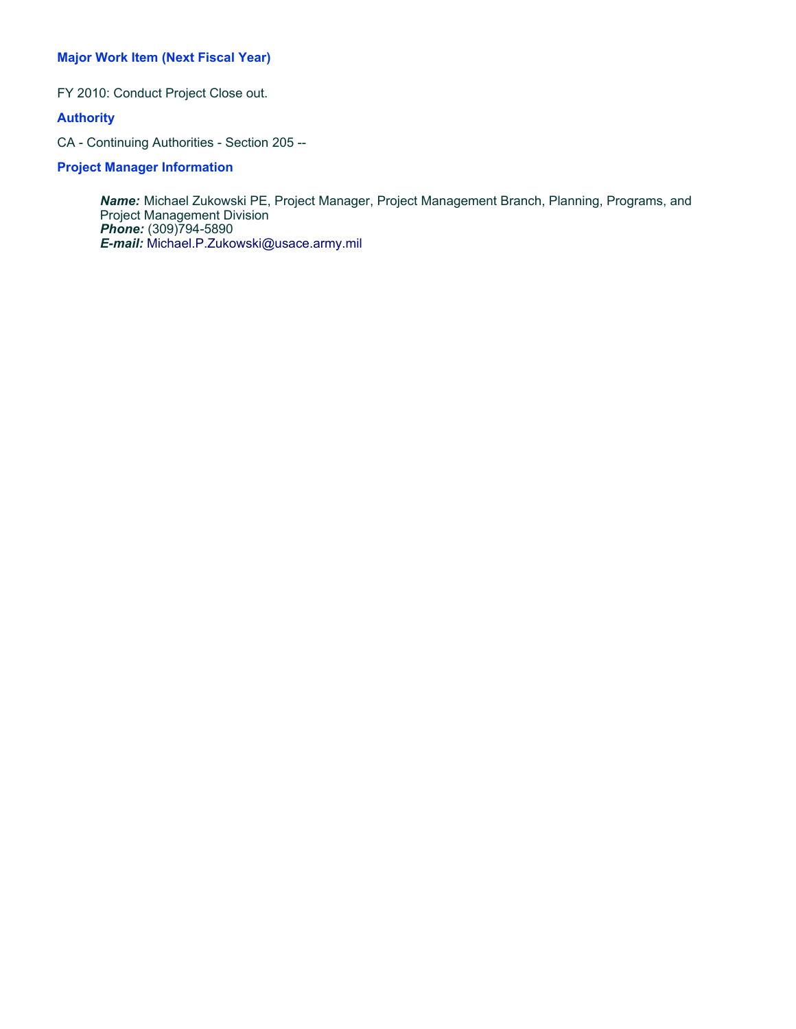### Major Work Item (Next Fiscal Year)

FY 2010: Conduct Project Close out.

### Authority

CA - Continuing Authorities - Section 205 --

### Project Manager Information

***Name:*** Michael Zukowski PE, Project Manager, Project Management Branch, Planning, Programs, and Project Management Division
***Phone:*** (309)794-5890
***E-mail:*** Michael.P.Zukowski@usace.army.mil